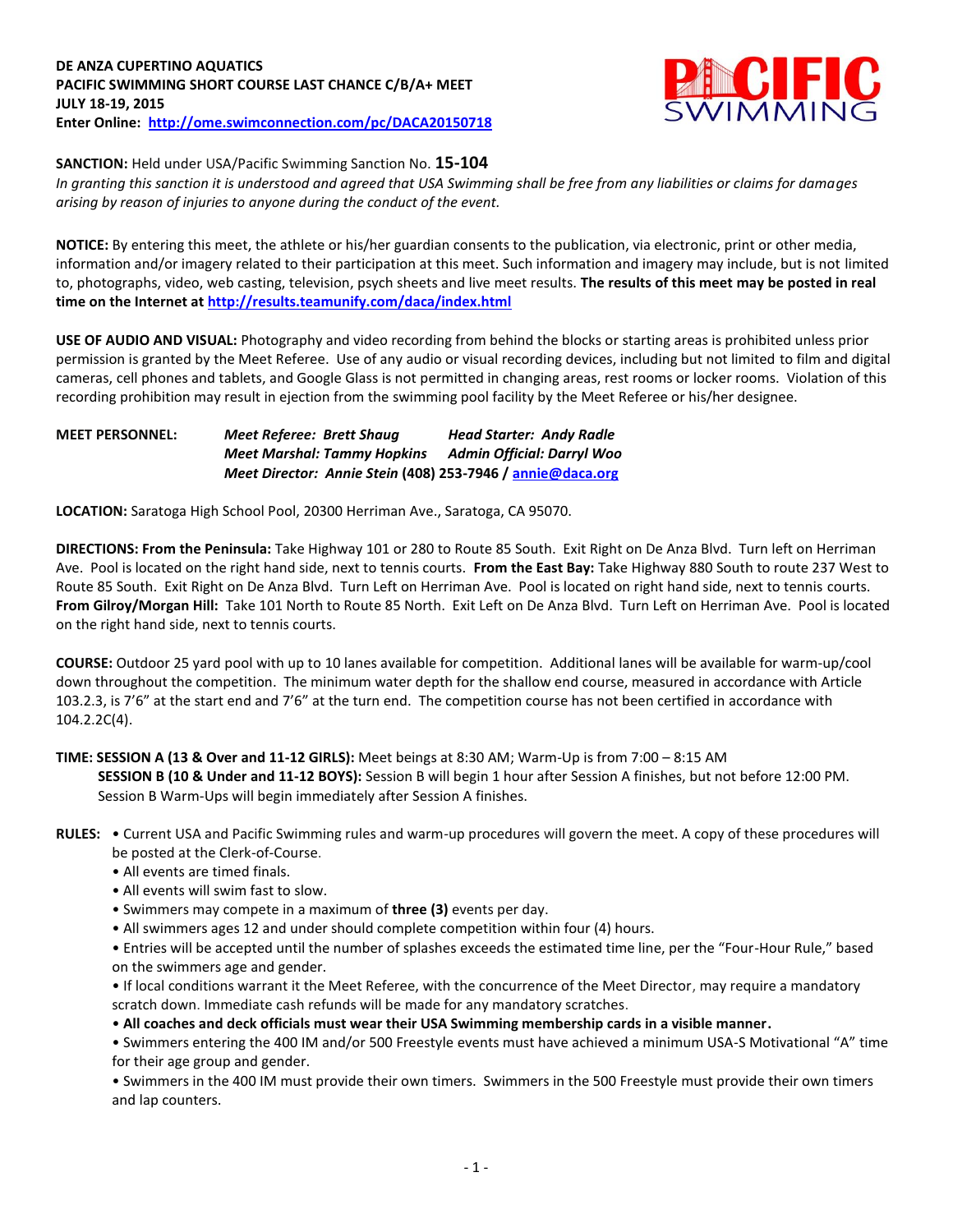**DE ANZA CUPERTINO AQUATICS**
**PACIFIC SWIMMING SHORT COURSE LAST CHANCE C/B/A+ MEET**
**JULY 18-19, 2015**
**Enter Online: [http://ome.swimconnection.com/pc/DACA20150718](http://ome.swimconnection.com/pc/DACA20150718)**

PACIFIC SWIMMING

**SANCTION:** Held under USA/Pacific Swimming Sanction No. **15-104**

*In granting this sanction it is understood and agreed that USA Swimming shall be free from any liabilities or claims for damages arising by reason of injuries to anyone during the conduct of the event.*

**NOTICE:** By entering this meet, the athlete or his/her guardian consents to the publication, via electronic, print or other media, information and/or imagery related to their participation at this meet. Such information and imagery may include, but is not limited to, photographs, video, web casting, television, psych sheets and live meet results. **The results of this meet may be posted in real time on the Internet at [http://results.teamunify.com/daca/index.html](http://results.teamunify.com/daca/index.html)**

**USE OF AUDIO AND VISUAL:** Photography and video recording from behind the blocks or starting areas is prohibited unless prior permission is granted by the Meet Referee. Use of any audio or visual recording devices, including but not limited to film and digital cameras, cell phones and tablets, and Google Glass is not permitted in changing areas, rest rooms or locker rooms. Violation of this recording prohibition may result in ejection from the swimming pool facility by the Meet Referee or his/her designee.

**MEET PERSONNEL:** ***Meet Referee: Brett Shaug*** ***Head Starter: Andy Radle***
***Meet Marshal: Tammy Hopkins*** ***Admin Official: Darryl Woo***
***Meet Director: Annie Stein* (408) 253-7946 / [annie@daca.org](mailto:annie@daca.org)**

**LOCATION:** Saratoga High School Pool, 20300 Herriman Ave., Saratoga, CA 95070.

**DIRECTIONS: From the Peninsula:** Take Highway 101 or 280 to Route 85 South. Exit Right on De Anza Blvd. Turn left on Herriman Ave. Pool is located on the right hand side, next to tennis courts. **From the East Bay:** Take Highway 880 South to route 237 West to Route 85 South. Exit Right on De Anza Blvd. Turn Left on Herriman Ave. Pool is located on right hand side, next to tennis courts. **From Gilroy/Morgan Hill:** Take 101 North to Route 85 North. Exit Left on De Anza Blvd. Turn Left on Herriman Ave. Pool is located on the right hand side, next to tennis courts.

**COURSE:** Outdoor 25 yard pool with up to 10 lanes available for competition. Additional lanes will be available for warm-up/cool down throughout the competition. The minimum water depth for the shallow end course, measured in accordance with Article 103.2.3, is 7'6" at the start end and 7'6" at the turn end. The competition course has not been certified in accordance with 104.2.2C(4).

**TIME: SESSION A (13 & Over and 11-12 GIRLS):** Meet beings at 8:30 AM; Warm-Up is from 7:00 – 8:15 AM
**SESSION B (10 & Under and 11-12 BOYS):** Session B will begin 1 hour after Session A finishes, but not before 12:00 PM. Session B Warm-Ups will begin immediately after Session A finishes.

**RULES:**
- Current USA and Pacific Swimming rules and warm-up procedures will govern the meet. A copy of these procedures will be posted at the Clerk-of-Course.
- All events are timed finals.
- All events will swim fast to slow.
- Swimmers may compete in a maximum of **three (3)** events per day.
- All swimmers ages 12 and under should complete competition within four (4) hours.
- Entries will be accepted until the number of splashes exceeds the estimated time line, per the "Four-Hour Rule," based on the swimmers age and gender.
- If local conditions warrant it the Meet Referee, with the concurrence of the Meet Director, may require a mandatory scratch down. Immediate cash refunds will be made for any mandatory scratches.
- **All coaches and deck officials must wear their USA Swimming membership cards in a visible manner.**
- Swimmers entering the 400 IM and/or 500 Freestyle events must have achieved a minimum USA-S Motivational "A" time for their age group and gender.
- Swimmers in the 400 IM must provide their own timers. Swimmers in the 500 Freestyle must provide their own timers and lap counters.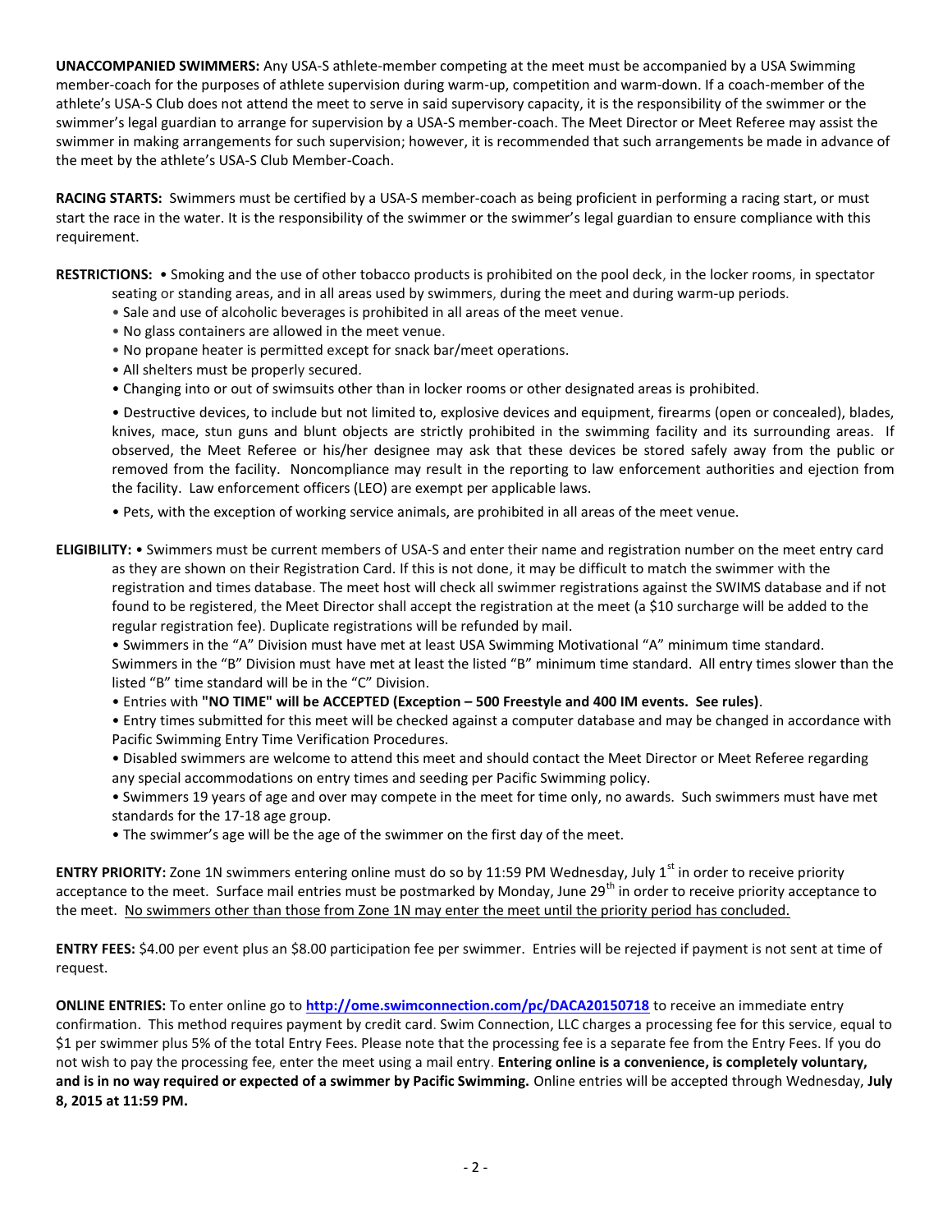**UNACCOMPANIED SWIMMERS:** Any USA-S athlete-member competing at the meet must be accompanied by a USA Swimming member-coach for the purposes of athlete supervision during warm-up, competition and warm-down. If a coach-member of the athlete's USA-S Club does not attend the meet to serve in said supervisory capacity, it is the responsibility of the swimmer or the swimmer's legal guardian to arrange for supervision by a USA-S member-coach. The Meet Director or Meet Referee may assist the swimmer in making arrangements for such supervision; however, it is recommended that such arrangements be made in advance of the meet by the athlete's USA-S Club Member-Coach.

**RACING STARTS:** Swimmers must be certified by a USA-S member-coach as being proficient in performing a racing start, or must start the race in the water. It is the responsibility of the swimmer or the swimmer's legal guardian to ensure compliance with this requirement.

**RESTRICTIONS:**
- Smoking and the use of other tobacco products is prohibited on the pool deck, in the locker rooms, in spectator seating or standing areas, and in all areas used by swimmers, during the meet and during warm-up periods.
- Sale and use of alcoholic beverages is prohibited in all areas of the meet venue.
- No glass containers are allowed in the meet venue.
- No propane heater is permitted except for snack bar/meet operations.
- All shelters must be properly secured.
- Changing into or out of swimsuits other than in locker rooms or other designated areas is prohibited.
- Destructive devices, to include but not limited to, explosive devices and equipment, firearms (open or concealed), blades, knives, mace, stun guns and blunt objects are strictly prohibited in the swimming facility and its surrounding areas. If observed, the Meet Referee or his/her designee may ask that these devices be stored safely away from the public or removed from the facility. Noncompliance may result in the reporting to law enforcement authorities and ejection from the facility. Law enforcement officers (LEO) are exempt per applicable laws.
- Pets, with the exception of working service animals, are prohibited in all areas of the meet venue.

**ELIGIBILITY:**
- Swimmers must be current members of USA-S and enter their name and registration number on the meet entry card as they are shown on their Registration Card. If this is not done, it may be difficult to match the swimmer with the registration and times database. The meet host will check all swimmer registrations against the SWIMS database and if not found to be registered, the Meet Director shall accept the registration at the meet (a $10 surcharge will be added to the regular registration fee). Duplicate registrations will be refunded by mail.
- Swimmers in the "A" Division must have met at least USA Swimming Motivational "A" minimum time standard. Swimmers in the "B" Division must have met at least the listed "B" minimum time standard. All entry times slower than the listed "B" time standard will be in the "C" Division.
- Entries with **"NO TIME" will be ACCEPTED (Exception – 500 Freestyle and 400 IM events. See rules)**.
- Entry times submitted for this meet will be checked against a computer database and may be changed in accordance with Pacific Swimming Entry Time Verification Procedures.
- Disabled swimmers are welcome to attend this meet and should contact the Meet Director or Meet Referee regarding any special accommodations on entry times and seeding per Pacific Swimming policy.
- Swimmers 19 years of age and over may compete in the meet for time only, no awards. Such swimmers must have met standards for the 17-18 age group.
- The swimmer's age will be the age of the swimmer on the first day of the meet.

**ENTRY PRIORITY:** Zone 1N swimmers entering online must do so by 11:59 PM Wednesday, July 1st in order to receive priority acceptance to the meet. Surface mail entries must be postmarked by Monday, June 29th in order to receive priority acceptance to the meet. <u>No swimmers other than those from Zone 1N may enter the meet until the priority period has concluded.</u>

**ENTRY FEES:** $4.00 per event plus an $8.00 participation fee per swimmer. Entries will be rejected if payment is not sent at time of request.

**ONLINE ENTRIES:** To enter online go to **http://ome.swimconnection.com/pc/DACA20150718** to receive an immediate entry confirmation. This method requires payment by credit card. Swim Connection, LLC charges a processing fee for this service, equal to $1 per swimmer plus 5% of the total Entry Fees. Please note that the processing fee is a separate fee from the Entry Fees. If you do not wish to pay the processing fee, enter the meet using a mail entry. **Entering online is a convenience, is completely voluntary, and is in no way required or expected of a swimmer by Pacific Swimming.** Online entries will be accepted through Wednesday, **July 8, 2015 at 11:59 PM.**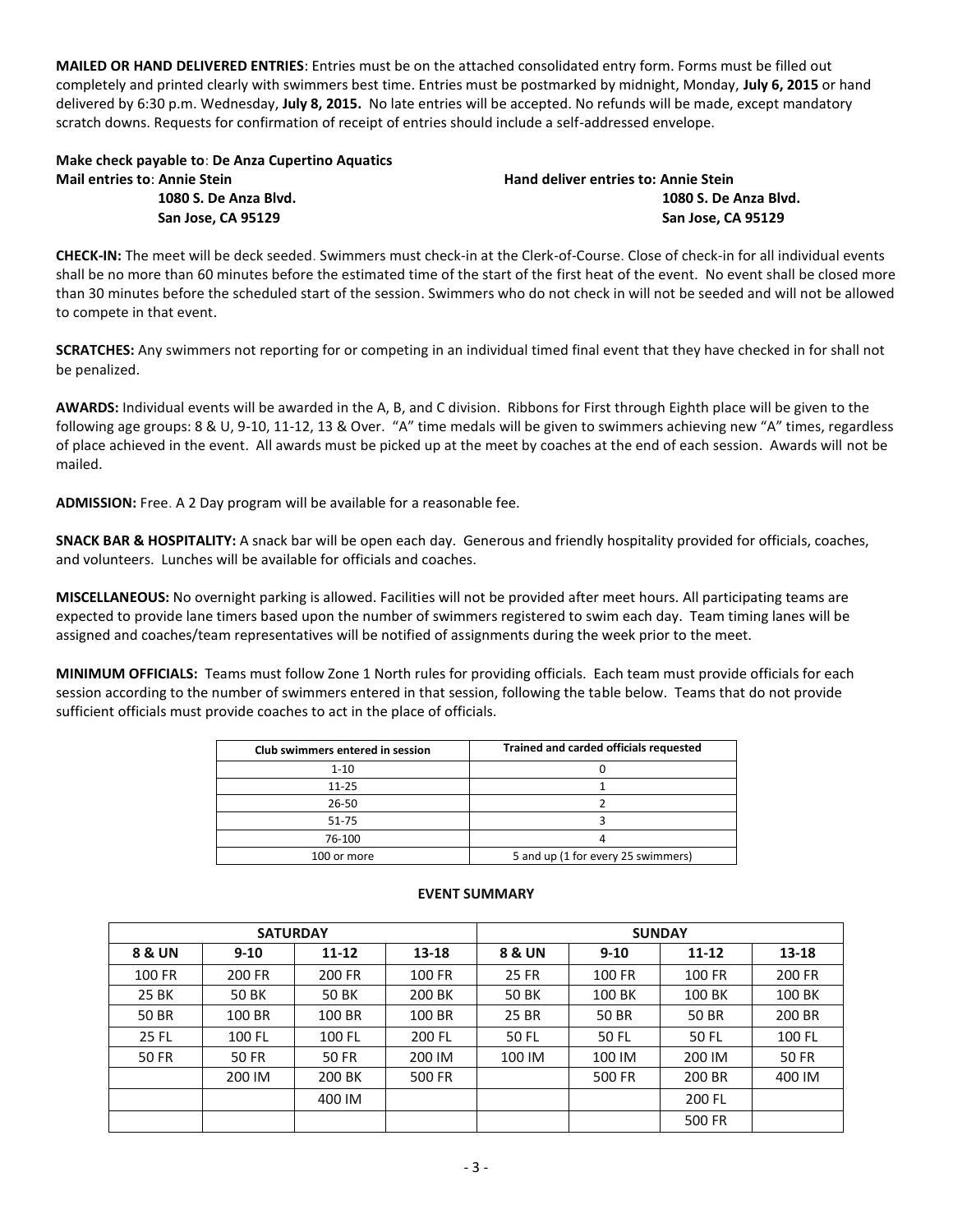**MAILED OR HAND DELIVERED ENTRIES**: Entries must be on the attached consolidated entry form. Forms must be filled out completely and printed clearly with swimmers best time. Entries must be postmarked by midnight, Monday, **July 6, 2015** or hand delivered by 6:30 p.m. Wednesday, **July 8, 2015.** No late entries will be accepted. No refunds will be made, except mandatory scratch downs. Requests for confirmation of receipt of entries should include a self-addressed envelope.

**Make check payable to**: **De Anza Cupertino Aquatics**

**Mail entries to**: **Annie Stein**
**1080 S. De Anza Blvd.**
**San Jose, CA 95129**

**Hand deliver entries to: Annie Stein**
**1080 S. De Anza Blvd.**
**San Jose, CA 95129**

**CHECK-IN:** The meet will be deck seeded. Swimmers must check-in at the Clerk-of-Course. Close of check-in for all individual events shall be no more than 60 minutes before the estimated time of the start of the first heat of the event. No event shall be closed more than 30 minutes before the scheduled start of the session. Swimmers who do not check in will not be seeded and will not be allowed to compete in that event.

**SCRATCHES:** Any swimmers not reporting for or competing in an individual timed final event that they have checked in for shall not be penalized.

**AWARDS:** Individual events will be awarded in the A, B, and C division. Ribbons for First through Eighth place will be given to the following age groups: 8 & U, 9-10, 11-12, 13 & Over. "A" time medals will be given to swimmers achieving new "A" times, regardless of place achieved in the event. All awards must be picked up at the meet by coaches at the end of each session. Awards will not be mailed.

**ADMISSION:** Free. A 2 Day program will be available for a reasonable fee.

**SNACK BAR & HOSPITALITY:** A snack bar will be open each day. Generous and friendly hospitality provided for officials, coaches, and volunteers. Lunches will be available for officials and coaches.

**MISCELLANEOUS:** No overnight parking is allowed. Facilities will not be provided after meet hours. All participating teams are expected to provide lane timers based upon the number of swimmers registered to swim each day. Team timing lanes will be assigned and coaches/team representatives will be notified of assignments during the week prior to the meet.

**MINIMUM OFFICIALS:** Teams must follow Zone 1 North rules for providing officials. Each team must provide officials for each session according to the number of swimmers entered in that session, following the table below. Teams that do not provide sufficient officials must provide coaches to act in the place of officials.

| Club swimmers entered in session | Trained and carded officials requested |
|---|---|
| 1-10 | 0 |
| 11-25 | 1 |
| 26-50 | 2 |
| 51-75 | 3 |
| 76-100 | 4 |
| 100 or more | 5 and up (1 for every 25 swimmers) |

**EVENT SUMMARY**

| SATURDAY | | | | SUNDAY | | | |
|---|---|---|---|---|---|---|---|
| **8 & UN** | **9-10** | **11-12** | **13-18** | **8 & UN** | **9-10** | **11-12** | **13-18** |
| 100 FR | 200 FR | 200 FR | 100 FR | 25 FR | 100 FR | 100 FR | 200 FR |
| 25 BK | 50 BK | 50 BK | 200 BK | 50 BK | 100 BK | 100 BK | 100 BK |
| 50 BR | 100 BR | 100 BR | 100 BR | 25 BR | 50 BR | 50 BR | 200 BR |
| 25 FL | 100 FL | 100 FL | 200 FL | 50 FL | 50 FL | 50 FL | 100 FL |
| 50 FR | 50 FR | 50 FR | 200 IM | 100 IM | 100 IM | 200 IM | 50 FR |
| | 200 IM | 200 BK | 500 FR | | 500 FR | 200 BR | 400 IM |
| | | 400 IM | | | | 200 FL | |
| | | | | | | 500 FR | |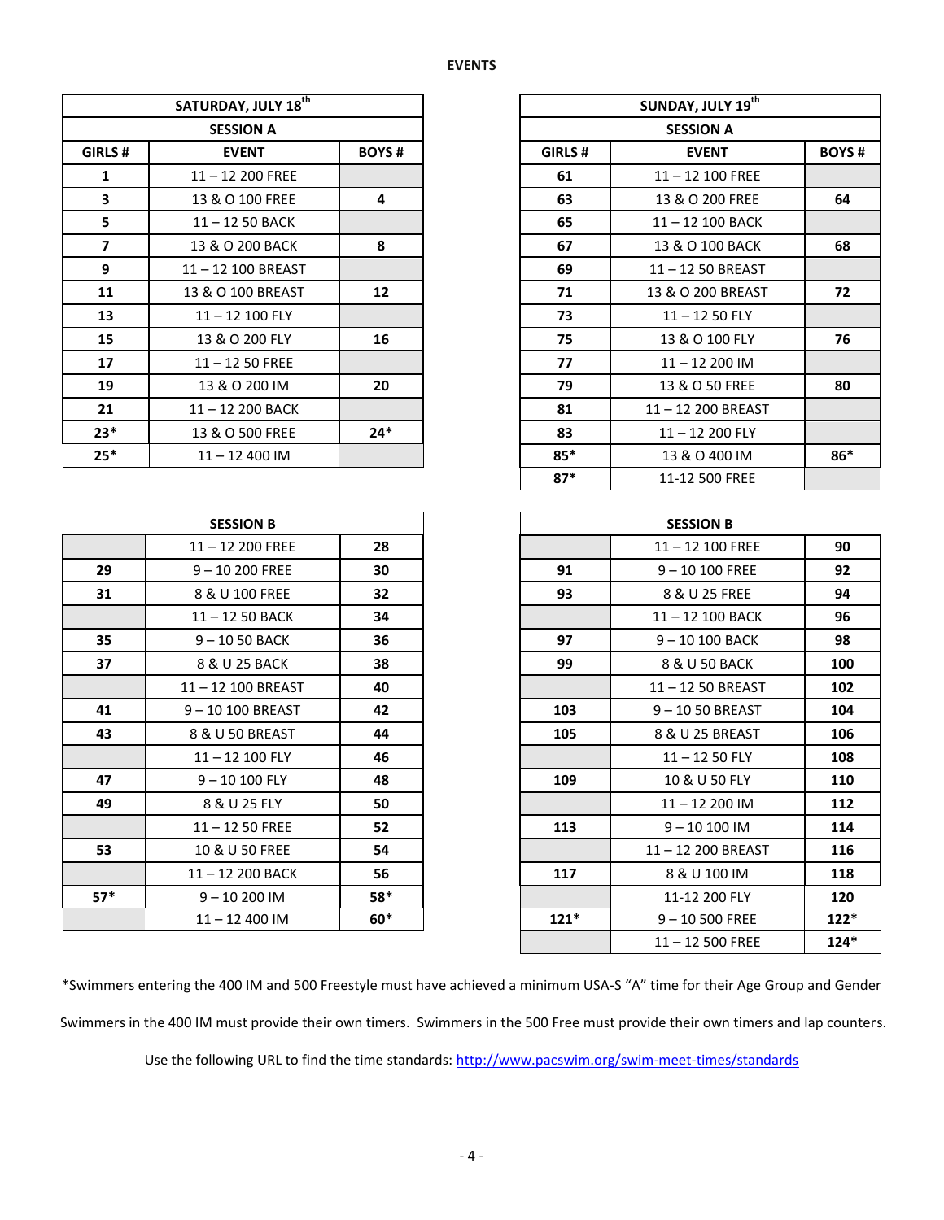# EVENTS

| SATURDAY, JULY 18th | | |
|---|---|---|
| **SESSION A** | | |
| **GIRLS #** | **EVENT** | **BOYS #** |
| 1 | 11 – 12 200 FREE | |
| 3 | 13 & O 100 FREE | 4 |
| 5 | 11 – 12 50 BACK | |
| 7 | 13 & O 200 BACK | 8 |
| 9 | 11 – 12 100 BREAST | |
| 11 | 13 & O 100 BREAST | 12 |
| 13 | 11 – 12 100 FLY | |
| 15 | 13 & O 200 FLY | 16 |
| 17 | 11 – 12 50 FREE | |
| 19 | 13 & O 200 IM | 20 |
| 21 | 11 – 12 200 BACK | |
| 23* | 13 & O 500 FREE | 24* |
| 25* | 11 – 12 400 IM | |

| SESSION B | | |
|---|---|---|
| | 11 – 12 200 FREE | 28 |
| 29 | 9 – 10 200 FREE | 30 |
| 31 | 8 & U 100 FREE | 32 |
| | 11 – 12 50 BACK | 34 |
| 35 | 9 – 10 50 BACK | 36 |
| 37 | 8 & U 25 BACK | 38 |
| | 11 – 12 100 BREAST | 40 |
| 41 | 9 – 10 100 BREAST | 42 |
| 43 | 8 & U 50 BREAST | 44 |
| | 11 – 12 100 FLY | 46 |
| 47 | 9 – 10 100 FLY | 48 |
| 49 | 8 & U 25 FLY | 50 |
| | 11 – 12 50 FREE | 52 |
| 53 | 10 & U 50 FREE | 54 |
| | 11 – 12 200 BACK | 56 |
| 57* | 9 – 10 200 IM | 58* |
| | 11 – 12 400 IM | 60* |

| SUNDAY, JULY 19th | | |
|---|---|---|
| **SESSION A** | | |
| **GIRLS #** | **EVENT** | **BOYS #** |
| 61 | 11 – 12 100 FREE | |
| 63 | 13 & O 200 FREE | 64 |
| 65 | 11 – 12 100 BACK | |
| 67 | 13 & O 100 BACK | 68 |
| 69 | 11 – 12 50 BREAST | |
| 71 | 13 & O 200 BREAST | 72 |
| 73 | 11 – 12 50 FLY | |
| 75 | 13 & O 100 FLY | 76 |
| 77 | 11 – 12 200 IM | |
| 79 | 13 & O 50 FREE | 80 |
| 81 | 11 – 12 200 BREAST | |
| 83 | 11 – 12 200 FLY | |
| 85* | 13 & O 400 IM | 86* |
| 87* | 11-12 500 FREE | |

| SESSION B | | |
|---|---|---|
| | 11 – 12 100 FREE | 90 |
| 91 | 9 – 10 100 FREE | 92 |
| 93 | 8 & U 25 FREE | 94 |
| | 11 – 12 100 BACK | 96 |
| 97 | 9 – 10 100 BACK | 98 |
| 99 | 8 & U 50 BACK | 100 |
| | 11 – 12 50 BREAST | 102 |
| 103 | 9 – 10 50 BREAST | 104 |
| 105 | 8 & U 25 BREAST | 106 |
| | 11 – 12 50 FLY | 108 |
| 109 | 10 & U 50 FLY | 110 |
| | 11 – 12 200 IM | 112 |
| 113 | 9 – 10 100 IM | 114 |
| | 11 – 12 200 BREAST | 116 |
| 117 | 8 & U 100 IM | 118 |
| | 11-12 200 FLY | 120 |
| 121* | 9 – 10 500 FREE | 122* |
| | 11 – 12 500 FREE | 124* |

*Swimmers entering the 400 IM and 500 Freestyle must have achieved a minimum USA-S "A" time for their Age Group and Gender

Swimmers in the 400 IM must provide their own timers. Swimmers in the 500 Free must provide their own timers and lap counters.

Use the following URL to find the time standards: http://www.pacswim.org/swim-meet-times/standards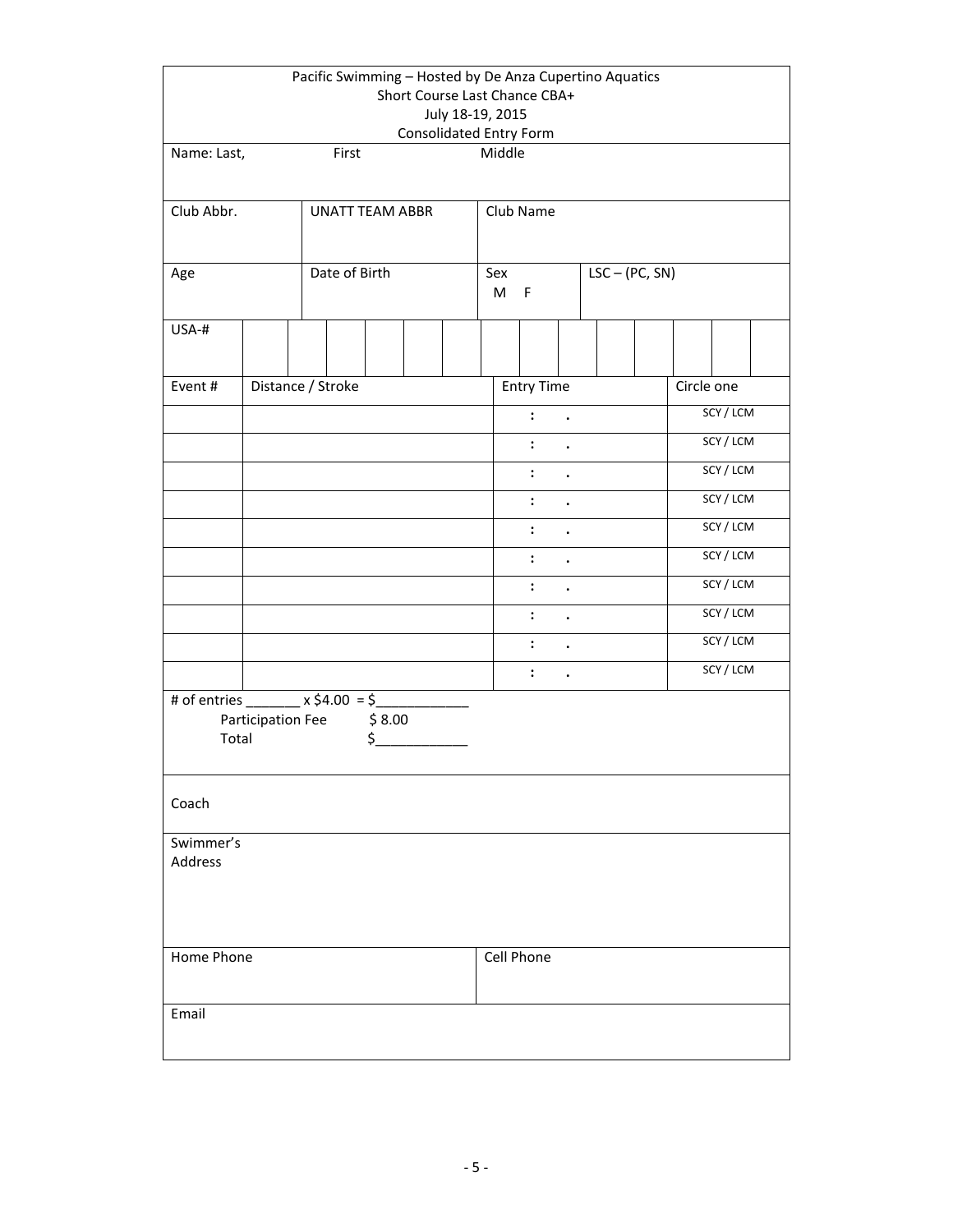Pacific Swimming – Hosted by De Anza Cupertino Aquatics
Short Course Last Chance CBA+
July 18-19, 2015
Consolidated Entry Form

| Name: Last, | First | Middle |
|---|---|---|
| | | |

| Club Abbr. | UNATT TEAM ABBR | Club Name |
|---|---|---|
| | | |

| Age | Date of Birth | Sex M F | LSC – (PC, SN) |
|---|---|---|---|
| | | | |

| USA-# | | | | | | | | | | | | | | |
|---|---|---|---|---|---|---|---|---|---|---|---|---|---|---|
| | | | | | | | | | | | | | | |

| Event # | Distance / Stroke | Entry Time | Circle one |
|---|---|---|---|
| | | : . | SCY / LCM |
| | | : . | SCY / LCM |
| | | : . | SCY / LCM |
| | | : . | SCY / LCM |
| | | : . | SCY / LCM |
| | | : . | SCY / LCM |
| | | : . | SCY / LCM |
| | | : . | SCY / LCM |
| | | : . | SCY / LCM |
| | | : . | SCY / LCM |

# of entries _______ x $4.00 = $____________

Participation Fee $ 8.00

Total $____________

Coach

Swimmer's Address

| Home Phone | Cell Phone |
|---|---|
| | |

Email